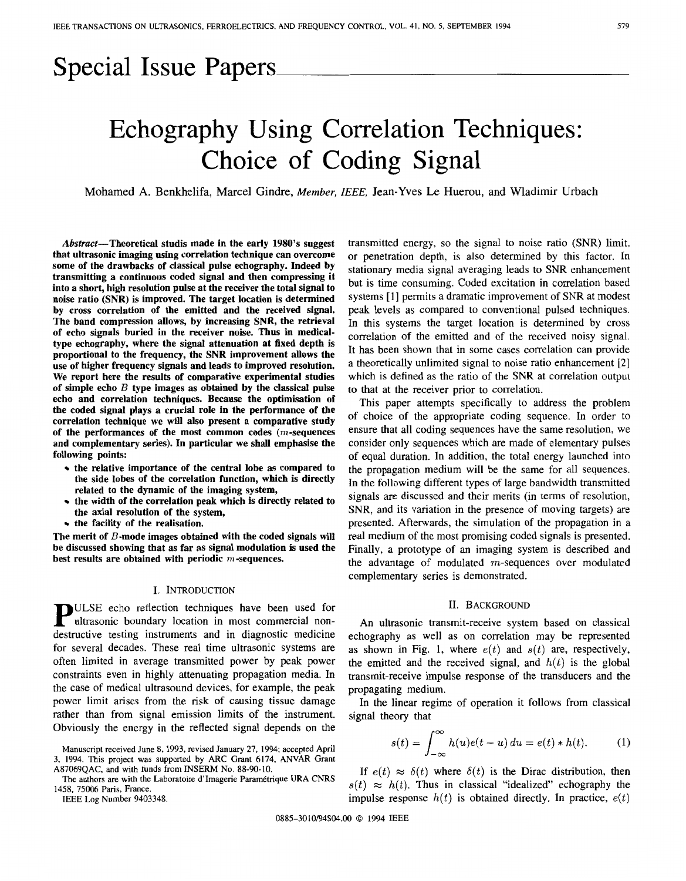# Special Issue Papers

# Echography Using Correlation Techniques: Choice of Coding Signal

Mohamed A. Benkhelifa, Marcel Gindre, *Member, IEEE*, Jean-Yves Le Huerou, and Wladimir Urbach

***Abstract*—Theoretical studis made in the early 1980's suggest that ultrasonic imaging using correlation technique can overcome some of the drawbacks of classical pulse echography. Indeed by transmitting a continuous coded signal and then compressing it into a short, high resolution pulse at the receiver the total signal to noise ratio (SNR) is improved. The target location is determined by cross correlation of the emitted and the received signal. The band compression allows, by increasing SNR, the retrieval of echo signals buried in the receiver noise. Thus in medical-type echography, where the signal attenuation at fixed depth is proportional to the frequency, the SNR improvement allows the use of higher frequency signals and leads to improved resolution. We report here the results of comparative experimental studies of simple echo $B$ type images as obtained by the classical pulse echo and correlation techniques. Because the optimisation of the coded signal plays a crucial role in the performance of the correlation technique we will also present a comparative study of the performances of the most common codes ($m$-sequences and complementary series). In particular we shall emphasise the following points:**

- **the relative importance of the central lobe as compared to the side lobes of the correlation function, which is directly related to the dynamic of the imaging system,**
- **the width of the correlation peak which is directly related to the axial resolution of the system,**
- **the facility of the realisation.**

**The merit of $B$-mode images obtained with the coded signals will be discussed showing that as far as signal modulation is used the best results are obtained with periodic $m$-sequences.**

## I. Introduction

Pulse echo reflection techniques have been used for ultrasonic boundary location in most commercial non-destructive testing instruments and in diagnostic medicine for several decades. These real time ultrasonic systems are often limited in average transmitted power by peak power constraints even in highly attenuating propagation media. In the case of medical ultrasound devices, for example, the peak power limit arises from the risk of causing tissue damage rather than from signal emission limits of the instrument. Obviously the energy in the reflected signal depends on the transmitted energy, so the signal to noise ratio (SNR) limit, or penetration depth, is also determined by this factor. In stationary media signal averaging leads to SNR enhancement but is time consuming. Coded excitation in correlation based systems [1] permits a dramatic improvement of SNR at modest peak levels as compared to conventional pulsed techniques. In this systems the target location is determined by cross correlation of the emitted and of the received noisy signal. It has been shown that in some cases correlation can provide a theoretically unlimited signal to noise ratio enhancement [2] which is defined as the ratio of the SNR at correlation output to that at the receiver prior to correlation.

This paper attempts specifically to address the problem of choice of the appropriate coding sequence. In order to ensure that all coding sequences have the same resolution, we consider only sequences which are made of elementary pulses of equal duration. In addition, the total energy launched into the propagation medium will be the same for all sequences. In the following different types of large bandwidth transmitted signals are discussed and their merits (in terms of resolution, SNR, and its variation in the presence of moving targets) are presented. Afterwards, the simulation of the propagation in a real medium of the most promising coded signals is presented. Finally, a prototype of an imaging system is described and the advantage of modulated $m$-sequences over modulated complementary series is demonstrated.

## II. Background

An ultrasonic transmit-receive system based on classical echography as well as on correlation may be represented as shown in Fig. 1, where $e(t)$ and $s(t)$ are, respectively, the emitted and the received signal, and $h(t)$ is the global transmit-receive impulse response of the transducers and the propagating medium.

In the linear regime of operation it follows from classical signal theory that

$$s(t) = \int_{-\infty}^{\infty} h(u)e(t-u)\,du = e(t) * h(t). \tag{1}$$

If $e(t) \approx \delta(t)$ where $\delta(t)$ is the Dirac distribution, then $s(t) \approx h(t)$. Thus in classical "idealized" echography the impulse response $h(t)$ is obtained directly. In practice, $e(t)$

Manuscript received June 8, 1993, revised January 27, 1994; accepted April 3, 1994. This project was supported by ARC Grant 6174, ANVAR Grant A87069QAC, and with funds from INSERM No. 88-90-10.

The authors are with the Laboratoire d'Imagerie Paramétrique URA CNRS 1458, 75006 Paris, France.

IEEE Log Number 9403348.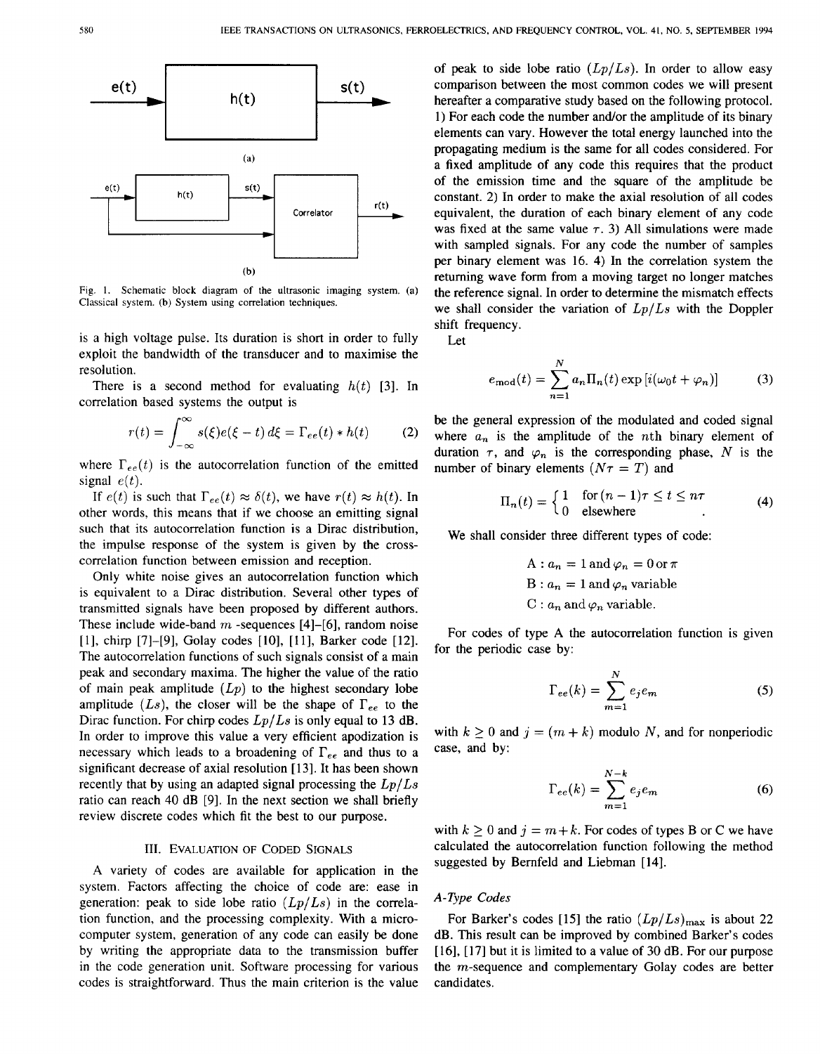Fig. 1. Schematic block diagram of the ultrasonic imaging system. (a) Classical system. (b) System using correlation techniques.

is a high voltage pulse. Its duration is short in order to fully exploit the bandwidth of the transducer and to maximise the resolution.

There is a second method for evaluating $h(t)$ [3]. In correlation based systems the output is

$$r(t) = \int_{-\infty}^{\infty} s(\xi)e(\xi - t)\, d\xi = \Gamma_{ee}(t) * h(t) \tag{2}$$

where $\Gamma_{ee}(t)$ is the autocorrelation function of the emitted signal $e(t)$.

If $e(t)$ is such that $\Gamma_{ee}(t) \approx \delta(t)$, we have $r(t) \approx h(t)$. In other words, this means that if we choose an emitting signal such that its autocorrelation function is a Dirac distribution, the impulse response of the system is given by the cross-correlation function between emission and reception.

Only white noise gives an autocorrelation function which is equivalent to a Dirac distribution. Several other types of transmitted signals have been proposed by different authors. These include wide-band $m$ -sequences [4]–[6], random noise [1], chirp [7]–[9], Golay codes [10], [11], Barker code [12]. The autocorrelation functions of such signals consist of a main peak and secondary maxima. The higher the value of the ratio of main peak amplitude ($Lp$) to the highest secondary lobe amplitude ($Ls$), the closer will be the shape of $\Gamma_{ee}$ to the Dirac function. For chirp codes $Lp/Ls$ is only equal to 13 dB. In order to improve this value a very efficient apodization is necessary which leads to a broadening of $\Gamma_{ee}$ and thus to a significant decrease of axial resolution [13]. It has been shown recently that by using an adapted signal processing the $Lp/Ls$ ratio can reach 40 dB [9]. In the next section we shall briefly review discrete codes which fit the best to our purpose.

## III. Evaluation of Coded Signals

A variety of codes are available for application in the system. Factors affecting the choice of code are: ease in generation: peak to side lobe ratio ($Lp/Ls$) in the correlation function, and the processing complexity. With a microcomputer system, generation of any code can easily be done by writing the appropriate data to the transmission buffer in the code generation unit. Software processing for various codes is straightforward. Thus the main criterion is the value of peak to side lobe ratio ($Lp/Ls$). In order to allow easy comparison between the most common codes we will present hereafter a comparative study based on the following protocol. 1) For each code the number and/or the amplitude of its binary elements can vary. However the total energy launched into the propagating medium is the same for all codes considered. For a fixed amplitude of any code this requires that the product of the emission time and the square of the amplitude be constant. 2) In order to make the axial resolution of all codes equivalent, the duration of each binary element of any code was fixed at the same value $\tau$. 3) All simulations were made with sampled signals. For any code the number of samples per binary element was 16. 4) In the correlation system the returning wave form from a moving target no longer matches the reference signal. In order to determine the mismatch effects we shall consider the variation of $Lp/Ls$ with the Doppler shift frequency.

Let

$$e_{\text{mod}}(t) = \sum_{n=1}^{N} a_n \Pi_n(t) \exp\left[i(\omega_0 t + \varphi_n)\right] \tag{3}$$

be the general expression of the modulated and coded signal where $a_n$ is the amplitude of the $n$th binary element of duration $\tau$, and $\varphi_n$ is the corresponding phase, $N$ is the number of binary elements ($N\tau = T$) and

$$\Pi_n(t) = \begin{cases} 1 & \text{for } (n-1)\tau \le t \le n\tau \\ 0 & \text{elsewhere} \end{cases}. \tag{4}$$

We shall consider three different types of code:

A : $a_n = 1$ and $\varphi_n = 0$ or $\pi$

B : $a_n = 1$ and $\varphi_n$ variable

C : $a_n$ and $\varphi_n$ variable.

For codes of type A the autocorrelation function is given for the periodic case by:

$$\Gamma_{ee}(k) = \sum_{m=1}^{N} e_j e_m \tag{5}$$

with $k \ge 0$ and $j = (m + k)$ modulo $N$, and for nonperiodic case, and by:

$$\Gamma_{ee}(k) = \sum_{m=1}^{N-k} e_j e_m \tag{6}$$

with $k \ge 0$ and $j = m + k$. For codes of types B or C we have calculated the autocorrelation function following the method suggested by Bernfeld and Liebman [14].

### A-Type Codes

For Barker's codes [15] the ratio $(Lp/Ls)_{\max}$ is about 22 dB. This result can be improved by combined Barker's codes [16], [17] but it is limited to a value of 30 dB. For our purpose the $m$-sequence and complementary Golay codes are better candidates.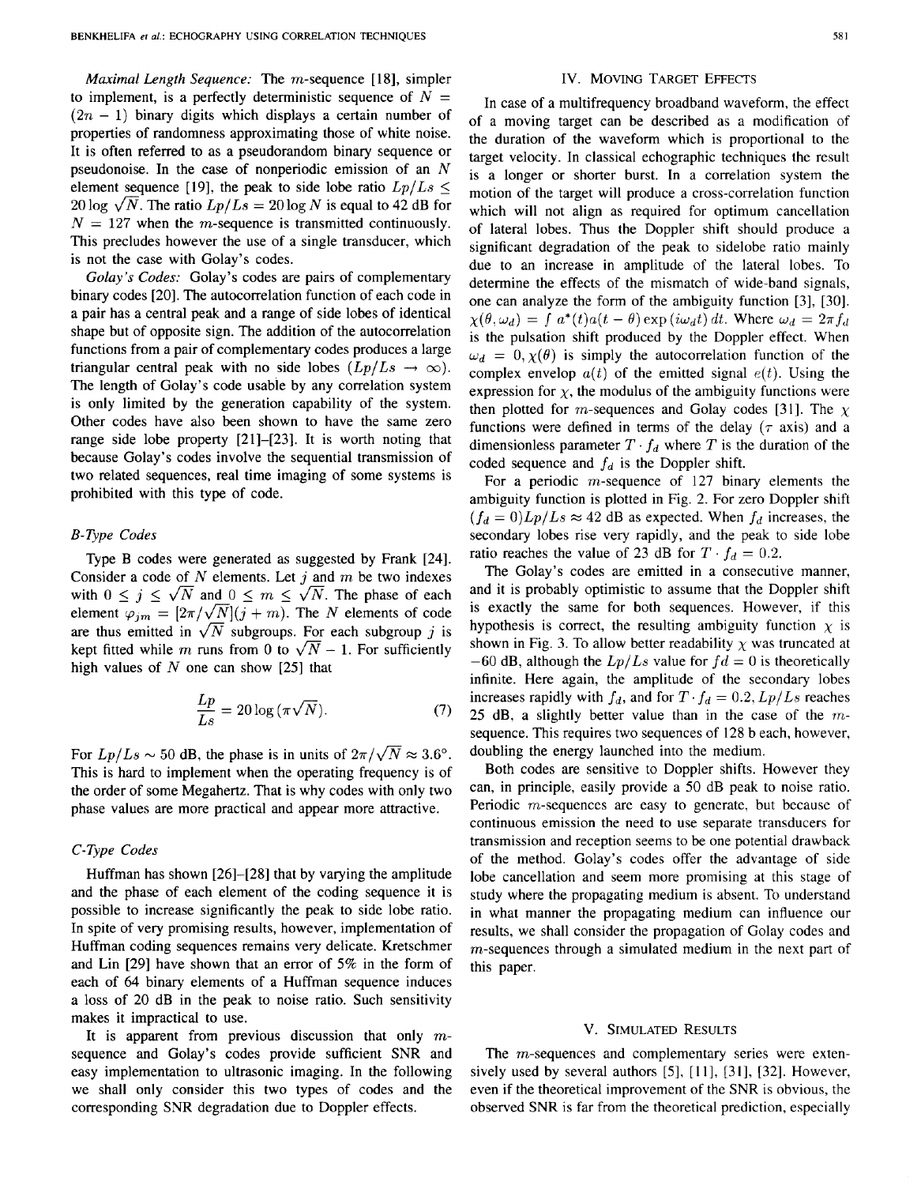*Maximal Length Sequence:* The $m$-sequence [18], simpler to implement, is a perfectly deterministic sequence of $N = (2n - 1)$ binary digits which displays a certain number of properties of randomness approximating those of white noise. It is often referred to as a pseudorandom binary sequence or pseudonoise. In the case of nonperiodic emission of an $N$ element sequence [19], the peak to side lobe ratio $Lp/Ls \leq 20 \log \sqrt{N}$. The ratio $Lp/Ls = 20 \log N$ is equal to 42 dB for $N = 127$ when the $m$-sequence is transmitted continuously. This precludes however the use of a single transducer, which is not the case with Golay's codes.

*Golay's Codes:* Golay's codes are pairs of complementary binary codes [20]. The autocorrelation function of each code in a pair has a central peak and a range of side lobes of identical shape but of opposite sign. The addition of the autocorrelation functions from a pair of complementary codes produces a large triangular central peak with no side lobes ($Lp/Ls \to \infty$). The length of Golay's code usable by any correlation system is only limited by the generation capability of the system. Other codes have also been shown to have the same zero range side lobe property [21]–[23]. It is worth noting that because Golay's codes involve the sequential transmission of two related sequences, real time imaging of some systems is prohibited with this type of code.

### B-Type Codes

Type B codes were generated as suggested by Frank [24]. Consider a code of $N$ elements. Let $j$ and $m$ be two indexes with $0 \leq j \leq \sqrt{N}$ and $0 \leq m \leq \sqrt{N}$. The phase of each element $\varphi_{jm} = [2\pi/\sqrt{N}](j + m)$. The $N$ elements of code are thus emitted in $\sqrt{N}$ subgroups. For each subgroup $j$ is kept fitted while $m$ runs from 0 to $\sqrt{N} - 1$. For sufficiently high values of $N$ one can show [25] that

$$\frac{Lp}{Ls} = 20 \log (\pi \sqrt{N}). \tag{7}$$

For $Lp/Ls \sim 50$ dB, the phase is in units of $2\pi/\sqrt{N} \approx 3.6°$. This is hard to implement when the operating frequency is of the order of some Megahertz. That is why codes with only two phase values are more practical and appear more attractive.

### C-Type Codes

Huffman has shown [26]–[28] that by varying the amplitude and the phase of each element of the coding sequence it is possible to increase significantly the peak to side lobe ratio. In spite of very promising results, however, implementation of Huffman coding sequences remains very delicate. Kretschmer and Lin [29] have shown that an error of 5% in the form of each of 64 binary elements of a Huffman sequence induces a loss of 20 dB in the peak to noise ratio. Such sensitivity makes it impractical to use.

It is apparent from previous discussion that only $m$-sequence and Golay's codes provide sufficient SNR and easy implementation to ultrasonic imaging. In the following we shall only consider this two types of codes and the corresponding SNR degradation due to Doppler effects.

## IV. Moving Target Effects

In case of a multifrequency broadband waveform, the effect of a moving target can be described as a modification of the duration of the waveform which is proportional to the target velocity. In classical echographic techniques the result is a longer or shorter burst. In a correlation system the motion of the target will produce a cross-correlation function which will not align as required for optimum cancellation of lateral lobes. Thus the Doppler shift should produce a significant degradation of the peak to sidelobe ratio mainly due to an increase in amplitude of the lateral lobes. To determine the effects of the mismatch of wide-band signals, one can analyze the form of the ambiguity function [3], [30]. $\chi(\theta, \omega_d) = \int a^*(t) a(t - \theta) \exp(i\omega_d t)\, dt$. Where $\omega_d = 2\pi f_d$ is the pulsation shift produced by the Doppler effect. When $\omega_d = 0, \chi(\theta)$ is simply the autocorrelation function of the complex envelop $a(t)$ of the emitted signal $e(t)$. Using the expression for $\chi$, the modulus of the ambiguity functions were then plotted for $m$-sequences and Golay codes [31]. The $\chi$ functions were defined in terms of the delay ($\tau$ axis) and a dimensionless parameter $T \cdot f_d$ where $T$ is the duration of the coded sequence and $f_d$ is the Doppler shift.

For a periodic $m$-sequence of 127 binary elements the ambiguity function is plotted in Fig. 2. For zero Doppler shift ($f_d = 0$)$Lp/Ls \approx 42$ dB as expected. When $f_d$ increases, the secondary lobes rise very rapidly, and the peak to side lobe ratio reaches the value of 23 dB for $T \cdot f_d = 0.2$.

The Golay's codes are emitted in a consecutive manner, and it is probably optimistic to assume that the Doppler shift is exactly the same for both sequences. However, if this hypothesis is correct, the resulting ambiguity function $\chi$ is shown in Fig. 3. To allow better readability $\chi$ was truncated at $-60$ dB, although the $Lp/Ls$ value for $fd = 0$ is theoretically infinite. Here again, the amplitude of the secondary lobes increases rapidly with $f_d$, and for $T \cdot f_d = 0.2$, $Lp/Ls$ reaches 25 dB, a slightly better value than in the case of the $m$-sequence. This requires two sequences of 128 b each, however, doubling the energy launched into the medium.

Both codes are sensitive to Doppler shifts. However they can, in principle, easily provide a 50 dB peak to noise ratio. Periodic $m$-sequences are easy to generate, but because of continuous emission the need to use separate transducers for transmission and reception seems to be one potential drawback of the method. Golay's codes offer the advantage of side lobe cancellation and seem more promising at this stage of study where the propagating medium is absent. To understand in what manner the propagating medium can influence our results, we shall consider the propagation of Golay codes and $m$-sequences through a simulated medium in the next part of this paper.

## V. Simulated Results

The $m$-sequences and complementary series were extensively used by several authors [5], [11], [31], [32]. However, even if the theoretical improvement of the SNR is obvious, the observed SNR is far from the theoretical prediction, especially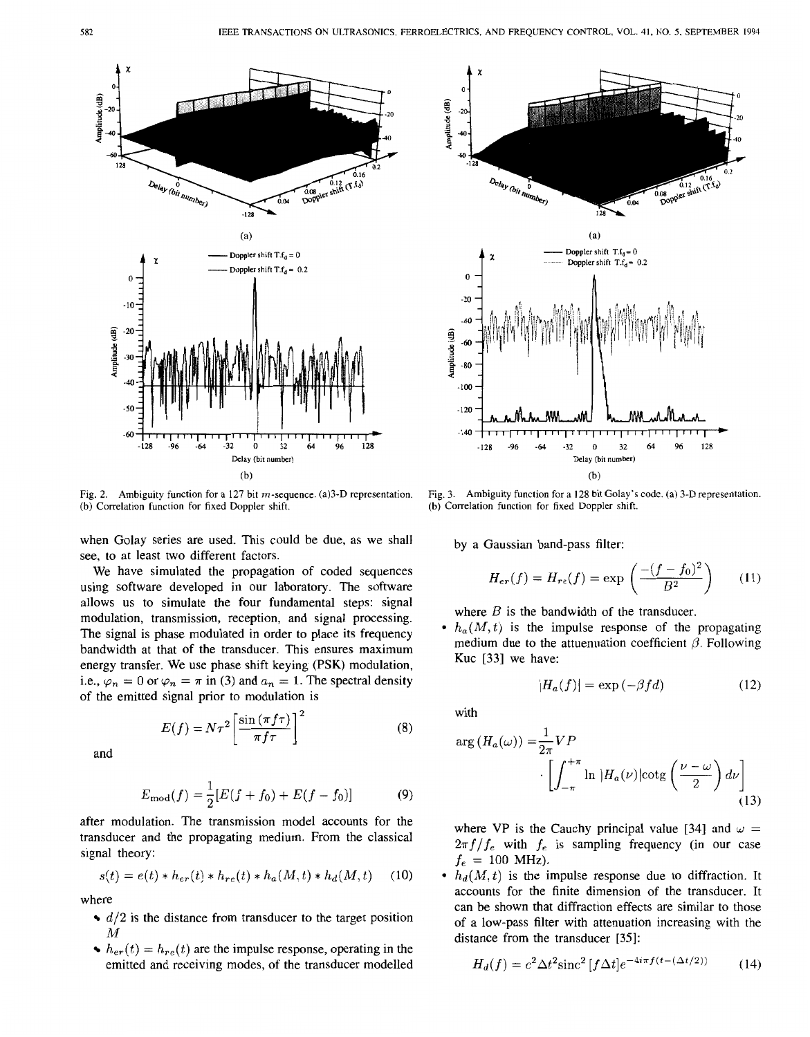Fig. 2. Ambiguity function for a 127 bit $m$-sequence. (a) 3-D representation. (b) Correlation function for fixed Doppler shift.

Fig. 3. Ambiguity function for a 128 bit Golay's code. (a) 3-D representation. (b) Correlation function for fixed Doppler shift.

when Golay series are used. This could be due, as we shall see, to at least two different factors.

We have simulated the propagation of coded sequences using software developed in our laboratory. The software allows us to simulate the four fundamental steps: signal modulation, transmission, reception, and signal processing. The signal is phase modulated in order to place its frequency bandwidth at that of the transducer. This ensures maximum energy transfer. We use phase shift keying (PSK) modulation, i.e., $\varphi_n = 0$ or $\varphi_n = \pi$ in (3) and $a_n = 1$. The spectral density of the emitted signal prior to modulation is

$$E(f) = N\tau^2 \left[\frac{\sin(\pi f \tau)}{\pi f \tau}\right]^2 \tag{8}$$

and

$$E_{\text{mod}}(f) = \frac{1}{2}[E(f + f_0) + E(f - f_0)] \tag{9}$$

after modulation. The transmission model accounts for the transducer and the propagating medium. From the classical signal theory:

$$s(t) = e(t) * h_{er}(t) * h_{re}(t) * h_a(M, t) * h_d(M, t) \tag{10}$$

where

- $d/2$ is the distance from transducer to the target position $M$
- $h_{er}(t) = h_{re}(t)$ are the impulse response, operating in the emitted and receiving modes, of the transducer modelled by a Gaussian band-pass filter:

$$H_{er}(f) = H_{re}(f) = \exp\left(\frac{-(f - f_0)^2}{B^2}\right) \tag{11}$$

where $B$ is the bandwidth of the transducer.

- $h_a(M, t)$ is the impulse response of the propagating medium due to the attenuation coefficient $\beta$. Following Kuc [33] we have:

$$|H_a(f)| = \exp(-\beta f d) \tag{12}$$

with

$$\arg(H_a(\omega)) = \frac{1}{2\pi} VP \cdot \left[\int_{-\pi}^{+\pi} \ln|H_a(\nu)| \text{cotg}\left(\frac{\nu - \omega}{2}\right) d\nu\right] \tag{13}$$

where VP is the Cauchy principal value [34] and $\omega = 2\pi f / f_e$ with $f_e$ is sampling frequency (in our case $f_e = 100$ MHz).

- $h_d(M, t)$ is the impulse response due to diffraction. It accounts for the finite dimension of the transducer. It can be shown that diffraction effects are similar to those of a low-pass filter with attenuation increasing with the distance from the transducer [35]:

$$H_d(f) = c^2 \Delta t^2 \text{sinc}^2[f \Delta t] e^{-4i\pi f (t - (\Delta t/2))} \tag{14}$$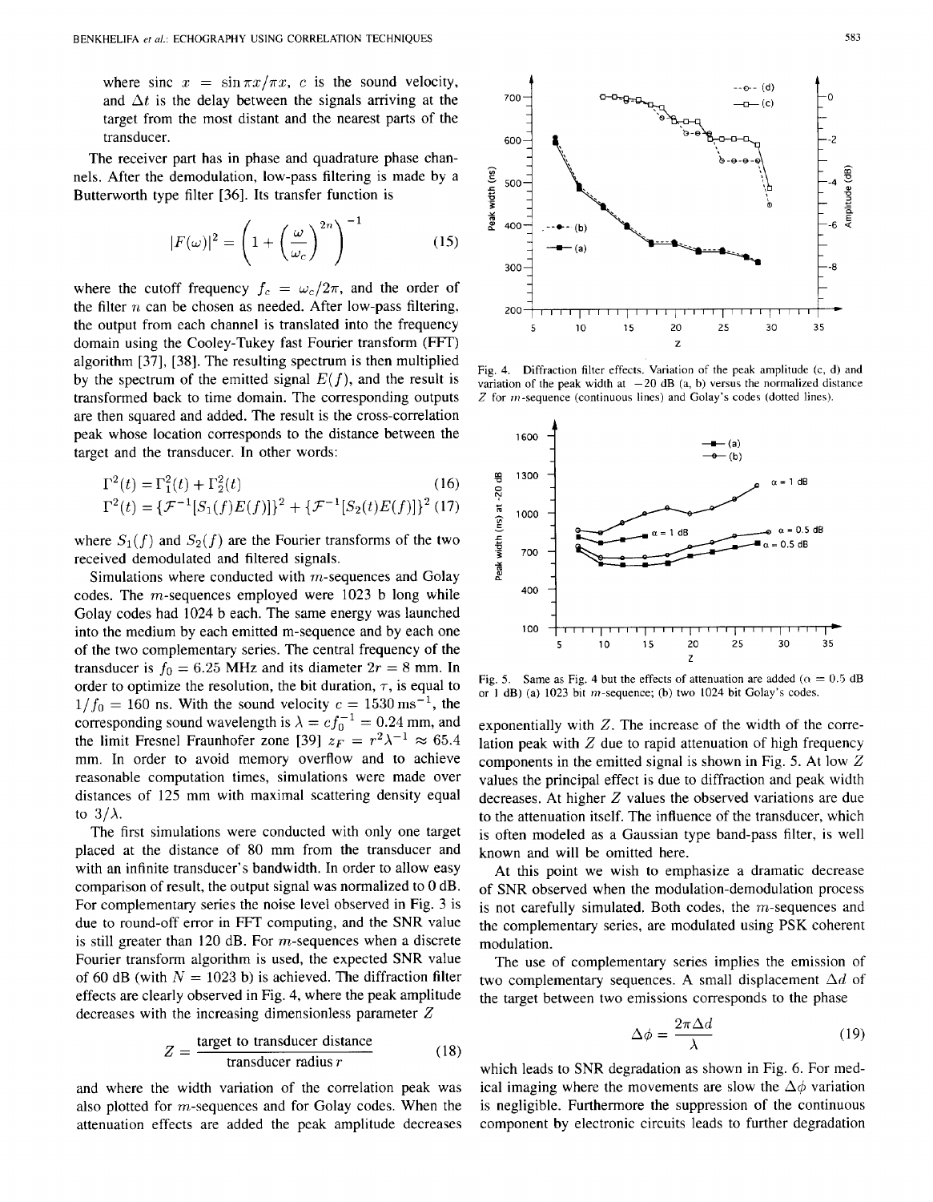where sinc $x = \sin \pi x / \pi x$, $c$ is the sound velocity, and $\Delta t$ is the delay between the signals arriving at the target from the most distant and the nearest parts of the transducer.

The receiver part has in phase and quadrature phase channels. After the demodulation, low-pass filtering is made by a Butterworth type filter [36]. Its transfer function is

$$|F(\omega)|^2 = \left(1 + \left(\frac{\omega}{\omega_c}\right)^{2n}\right)^{-1} \tag{15}$$

where the cutoff frequency $f_c = \omega_c / 2\pi$, and the order of the filter $n$ can be chosen as needed. After low-pass filtering, the output from each channel is translated into the frequency domain using the Cooley-Tukey fast Fourier transform (FFT) algorithm [37], [38]. The resulting spectrum is then multiplied by the spectrum of the emitted signal $E(f)$, and the result is transformed back to time domain. The corresponding outputs are then squared and added. The result is the cross-correlation peak whose location corresponds to the distance between the target and the transducer. In other words:

$$\Gamma^2(t) = \Gamma_1^2(t) + \Gamma_2^2(t) \tag{16}$$

$$\Gamma^2(t) = \{\mathcal{F}^{-1}[S_1(f)E(f)]\}^2 + \{\mathcal{F}^{-1}[S_2(t)E(f)]\}^2 \tag{17}$$

where $S_1(f)$ and $S_2(f)$ are the Fourier transforms of the two received demodulated and filtered signals.

Simulations where conducted with $m$-sequences and Golay codes. The $m$-sequences employed were 1023 b long while Golay codes had 1024 b each. The same energy was launched into the medium by each emitted m-sequence and by each one of the two complementary series. The central frequency of the transducer is $f_0 = 6.25$ MHz and its diameter $2r = 8$ mm. In order to optimize the resolution, the bit duration, $\tau$, is equal to $1/f_0 = 160$ ns. With the sound velocity $c = 1530\ \mathrm{ms}^{-1}$, the corresponding sound wavelength is $\lambda = c f_0^{-1} = 0.24$ mm, and the limit Fresnel Fraunhofer zone [39] $z_F = r^2 \lambda^{-1} \approx 65.4$ mm. In order to avoid memory overflow and to achieve reasonable computation times, simulations were made over distances of 125 mm with maximal scattering density equal to $3/\lambda$.

The first simulations were conducted with only one target placed at the distance of 80 mm from the transducer and with an infinite transducer's bandwidth. In order to allow easy comparison of result, the output signal was normalized to 0 dB. For complementary series the noise level observed in Fig. 3 is due to round-off error in FFT computing, and the SNR value is still greater than 120 dB. For $m$-sequences when a discrete Fourier transform algorithm is used, the expected SNR value of 60 dB (with $N = 1023$ b) is achieved. The diffraction filter effects are clearly observed in Fig. 4, where the peak amplitude decreases with the increasing dimensionless parameter $Z$

$$Z = \frac{\text{target to transducer distance}}{\text{transducer radius } r} \tag{18}$$

and where the width variation of the correlation peak was also plotted for $m$-sequences and for Golay codes. When the attenuation effects are added the peak amplitude decreases exponentially with $Z$. The increase of the width of the correlation peak with $Z$ due to rapid attenuation of high frequency components in the emitted signal is shown in Fig. 5. At low $Z$ values the principal effect is due to diffraction and peak width decreases. At higher $Z$ values the observed variations are due to the attenuation itself. The influence of the transducer, which is often modeled as a Gaussian type band-pass filter, is well known and will be omitted here.

Fig. 4. Diffraction filter effects. Variation of the peak amplitude (c, d) and variation of the peak width at −20 dB (a, b) versus the normalized distance $Z$ for $m$-sequence (continuous lines) and Golay's codes (dotted lines).

Fig. 5. Same as Fig. 4 but the effects of attenuation are added ($\alpha = 0.5$ dB or 1 dB) (a) 1023 bit $m$-sequence; (b) two 1024 bit Golay's codes.

At this point we wish to emphasize a dramatic decrease of SNR observed when the modulation-demodulation process is not carefully simulated. Both codes, the $m$-sequences and the complementary series, are modulated using PSK coherent modulation.

The use of complementary series implies the emission of two complementary sequences. A small displacement $\Delta d$ of the target between two emissions corresponds to the phase

$$\Delta\phi = \frac{2\pi \Delta d}{\lambda} \tag{19}$$

which leads to SNR degradation as shown in Fig. 6. For medical imaging where the movements are slow the $\Delta\phi$ variation is negligible. Furthermore the suppression of the continuous component by electronic circuits leads to further degradation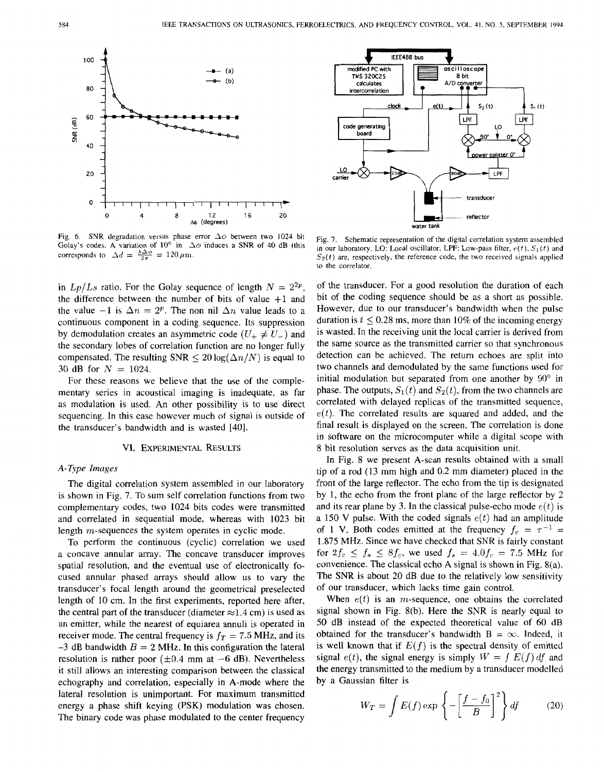Fig. 6. SNR degradation versus phase error $\Delta\phi$ between two 1024 bit Golay's codes. A variation of 10° in $\Delta\phi$ induces a SNR of 40 dB (this corresponds to $\Delta d = \frac{\lambda\Delta\phi}{2\pi} = 120\,\mu\text{m}$.

Fig. 7. Schematic representation of the digital correlation system assembled in our laboratory. LO: Local oscillator, LPF: Low-pass filter, $e(t)$, $S_1(t)$ and $S_2(t)$ are, respectively, the reference code, the two received signals applied to the correlator.

in $Lp/Ls$ ratio. For the Golay sequence of length $N = 2^{2p}$, the difference between the number of bits of value +1 and the value −1 is $\Delta n = 2^p$. The non nil $\Delta n$ value leads to a continuous component in a coding sequence. Its suppression by demodulation creates an asymmetric code ($U_+ \neq U_-$) and the secondary lobes of correlation function are no longer fully compensated. The resulting SNR $\leq 20\log(\Delta n/N)$ is equal to 30 dB for $N = 1024$.

For these reasons we believe that the use of the complementary series in acoustical imaging is inadequate, as far as modulation is used. An other possibility is to use direct sequencing. In this case however much of signal is outside of the transducer's bandwidth and is wasted [40].

## VI. Experimental Results

### A-Type Images

The digital correlation system assembled in our laboratory is shown in Fig. 7. To sum self correlation functions from two complementary codes, two 1024 bits codes were transmitted and correlated in sequential mode, whereas with 1023 bit length $m$-sequences the system operates in cyclic mode.

To perform the continuous (cyclic) correlation we used a concave annular array. The concave transducer improves spatial resolution, and the eventual use of electronically focused annular phased arrays should allow us to vary the transducer's focal length around the geometrical preselected length of 10 cm. In the first experiments, reported here after, the central part of the transducer (diameter ≈1.4 cm) is used as an emitter, while the nearest of equiarea annuli is operated in receiver mode. The central frequency is $f_T = 7.5$ MHz, and its −3 dB bandwidth $B = 2$ MHz. In this configuration the lateral resolution is rather poor (±0.4 mm at −6 dB). Nevertheless it still allows an interesting comparison between the classical echography and correlation, especially in A-mode where the lateral resolution is unimportant. For maximum transmitted energy a phase shift keying (PSK) modulation was chosen. The binary code was phase modulated to the center frequency of the transducer. For a good resolution the duration of each bit of the coding sequence should be as a short as possible. However, due to our transducer's bandwidth when the pulse duration is $t \leq 0.28$ ms, more than 10% of the incoming energy is wasted. In the receiving unit the local carrier is derived from the same source as the transmitted carrier so that synchronous detection can be achieved. The return echoes are split into two channels and demodulated by the same functions used for initial modulation but separated from one another by 90° in phase. The outputs, $S_1(t)$ and $S_2(t)$, from the two channels are correlated with delayed replicas of the transmitted sequence, $e(t)$. The correlated results are squared and added, and the final result is displayed on the screen. The correlation is done in software on the microcomputer while a digital scope with 8 bit resolution serves as the data acquisition unit.

In Fig. 8 we present A-scan results obtained with a small tip of a rod (13 mm high and 0.2 mm diameter) placed in the front of the large reflector. The echo from the tip is designated by 1, the echo from the front plane of the large reflector by 2 and its rear plane by 3. In the classical pulse-echo mode $e(t)$ is a 150 V pulse. With the coded signals $e(t)$ had an amplitude of 1 V. Both codes emitted at the frequency $f_c = \tau^{-1} = 1.875$ MHz. Since we have checked that SNR is fairly constant for $2f_c \leq f_s \leq 8f_c$, we used $f_s = 4.0f_c = 7.5$ MHz for convenience. The classical echo A signal is shown in Fig. 8(a). The SNR is about 20 dB due to the relatively low sensitivity of our transducer, which lacks time gain control.

When $e(t)$ is an $m$-sequence, one obtains the correlated signal shown in Fig. 8(b). Here the SNR is nearly equal to 50 dB instead of the expected theoretical value of 60 dB obtained for the transducer's bandwidth B = ∞. Indeed, it is well known that if $E(f)$ is the spectral density of emitted signal $e(t)$, the signal energy is simply $W = \int E(f)\,df$ and the energy transmitted to the medium by a transducer modelled by a Gaussian filter is

$$W_T = \int E(f) \exp\left\{-\left[\frac{f - f_0}{B}\right]^2\right\} df \tag{20}$$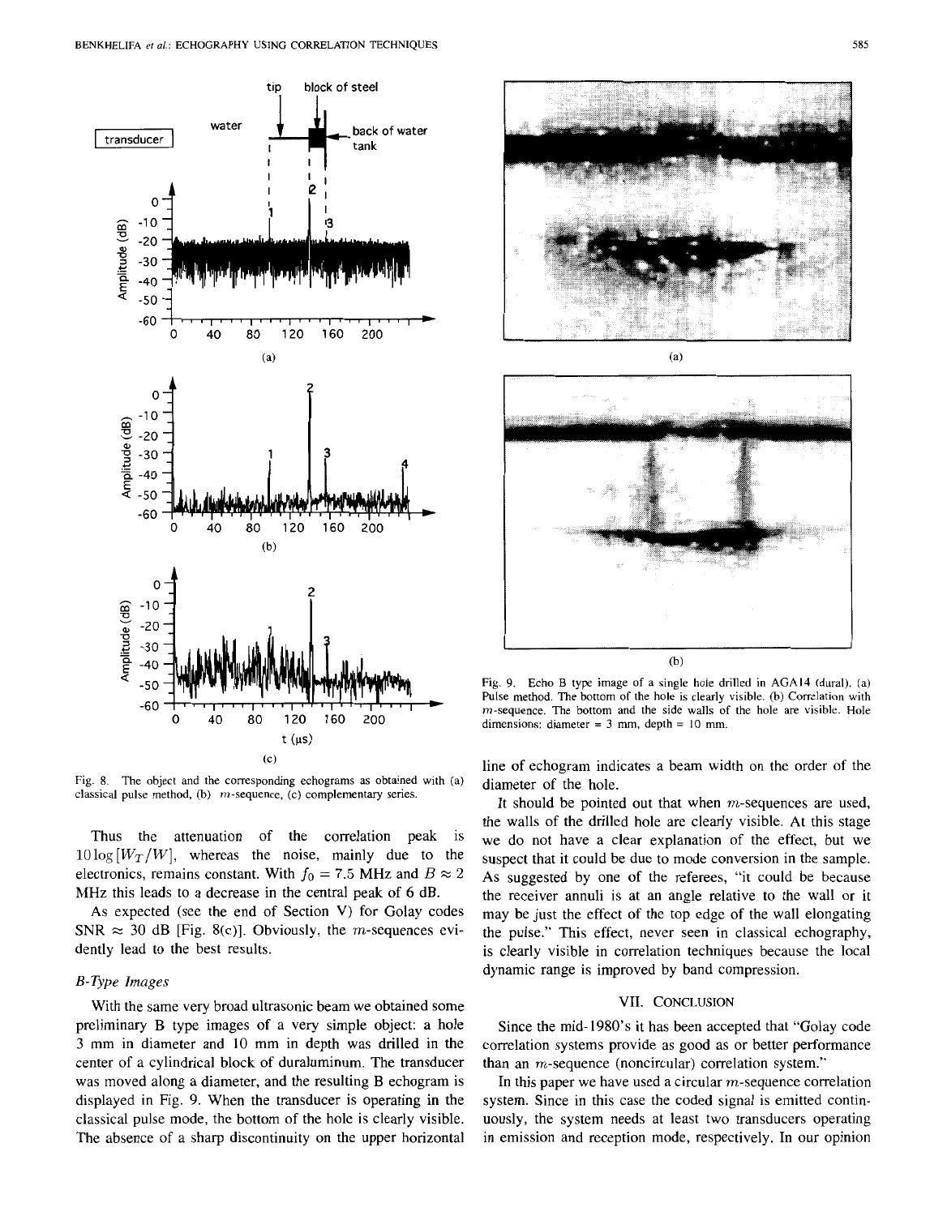Fig. 8. The object and the corresponding echograms as obtained with (a) classical pulse method, (b) $m$-sequence, (c) complementary series.

Thus the attenuation of the correlation peak is $10 \log [W_T/W]$, whereas the noise, mainly due to the electronics, remains constant. With $f_0 = 7.5$ MHz and $B \approx 2$ MHz this leads to a decrease in the central peak of 6 dB.

As expected (see the end of Section V) for Golay codes SNR $\approx$ 30 dB [Fig. 8(c)]. Obviously, the $m$-sequences evidently lead to the best results.

### B-Type Images

With the same very broad ultrasonic beam we obtained some preliminary B type images of a very simple object: a hole 3 mm in diameter and 10 mm in depth was drilled in the center of a cylindrical block of duraluminum. The transducer was moved along a diameter, and the resulting B echogram is displayed in Fig. 9. When the transducer is operating in the classical pulse mode, the bottom of the hole is clearly visible. The absence of a sharp discontinuity on the upper horizontal line of echogram indicates a beam width on the order of the diameter of the hole.

Fig. 9. Echo B type image of a single hole drilled in AGA14 (dural). (a) Pulse method. The bottom of the hole is clearly visible. (b) Correlation with $m$-sequence. The bottom and the side walls of the hole are visible. Hole dimensions: diameter = 3 mm, depth = 10 mm.

It should be pointed out that when $m$-sequences are used, the walls of the drilled hole are clearly visible. At this stage we do not have a clear explanation of the effect, but we suspect that it could be due to mode conversion in the sample. As suggested by one of the referees, "it could be because the receiver annuli is at an angle relative to the wall or it may be just the effect of the top edge of the wall elongating the pulse." This effect, never seen in classical echography, is clearly visible in correlation techniques because the local dynamic range is improved by band compression.

## VII. Conclusion

Since the mid-1980's it has been accepted that "Golay code correlation systems provide as good as or better performance than an $m$-sequence (noncircular) correlation system."

In this paper we have used a circular $m$-sequence correlation system. Since in this case the coded signal is emitted continuously, the system needs at least two transducers operating in emission and reception mode, respectively. In our opinion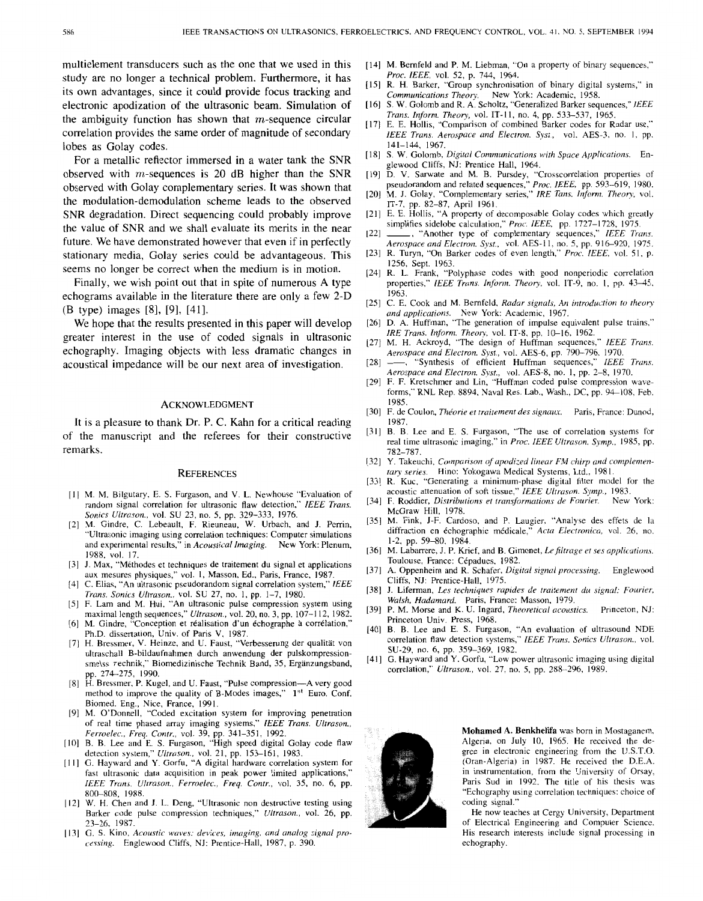multielement transducers such as the one that we used in this study are no longer a technical problem. Furthermore, it has its own advantages, since it could provide focus tracking and electronic apodization of the ultrasonic beam. Simulation of the ambiguity function has shown that $m$-sequence circular correlation provides the same order of magnitude of secondary lobes as Golay codes.

For a metallic reflector immersed in a water tank the SNR observed with $m$-sequences is 20 dB higher than the SNR observed with Golay complementary series. It was shown that the modulation-demodulation scheme leads to the observed SNR degradation. Direct sequencing could probably improve the value of SNR and we shall evaluate its merits in the near future. We have demonstrated however that even if in perfectly stationary media, Golay series could be advantageous. This seems no longer be correct when the medium is in motion.

Finally, we wish point out that in spite of numerous A type echograms available in the literature there are only a few 2-D (B type) images [8], [9], [41].

We hope that the results presented in this paper will develop greater interest in the use of coded signals in ultrasonic echography. Imaging objects with less dramatic changes in acoustical impedance will be our next area of investigation.

## ACKNOWLEDGMENT

It is a pleasure to thank Dr. P. C. Kahn for a critical reading of the manuscript and the referees for their constructive remarks.

## REFERENCES

[1] M. M. Bilgutary, E. S. Furgason, and V. L. Newhouse "Evaluation of random signal correlation for ultrasonic flaw detection," *IEEE Trans. Sonics Ultrason.*, vol. SU 23, no. 5, pp. 329–333, 1976.

[2] M. Gindre, C. Lebeault, F. Rieuneau, W. Urbach, and J. Perrin, "Ultrasonic imaging using correlation techniques: Computer simulations and experimental results," in *Acoustical Imaging*. New York: Plenum, 1988, vol. 17.

[3] J. Max, "Méthodes et techniques de traitement du signal et applications aux mesures physiques," vol. 1, Masson, Ed., Paris, France, 1987.

[4] C. Elias, "An ultrasonic pseudorandom signal correlation system," *IEEE Trans. Sonics Ultrason.*, vol. SU 27, no. 1, pp. 1–7, 1980.

[5] F. Lam and M. Hui, "An ultrasonic pulse compression system using maximal length sequences," *Ultrason.*, vol. 20, no. 3, pp. 107–112, 1982.

[6] M. Gindre, "Conception et réalisation d'un échographe à corrélation," Ph.D. dissertation, Univ. of Paris V, 1987.

[7] H. Bressmer, V. Heinze, and U. Faust, "Verbesserung der qualität von ultraschall B-bildaufnahmen durch anwendung der pulskompression-smelss Technik," Biomedizinische Technik Band, 35, Ergänzungsband, pp. 274–275, 1990.

[8] H. Bressmer, P. Kugel, and U. Faust, "Pulse compression—A very good method to improve the quality of B-Modes images," 1st Euro. Conf. Biomed. Eng., Nice, France, 1991.

[9] M. O'Donnell, "Coded excitation system for improving penetration of real time phased array imaging systems," *IEEE Trans. Ultrason., Ferroelec., Freq. Contr.*, vol. 39, pp. 341–351, 1992.

[10] B. B. Lee and E. S. Furgason, "High speed digital Golay code flaw detection system," *Ultrason.*, vol. 21, pp. 153–161, 1983.

[11] G. Hayward and Y. Gorfu, "A digital hardware correlation system for fast ultrasonic data acquisition in peak power limited applications," *IEEE Trans. Ultrason., Ferroelec., Freq. Contr.*, vol. 35, no. 6, pp. 800–808, 1988.

[12] W. H. Chen and J. L. Deng, "Ultrasonic non destructive testing using Barker code pulse compression techniques," *Ultrason.*, vol. 26, pp. 23–26, 1987.

[13] G. S. Kino, *Acoustic waves: devices, imaging, and analog signal processing*. Englewood Cliffs, NJ: Prentice-Hall, 1987, p. 390.

[14] M. Bernfeld and P. M. Liebman, "On a property of binary sequences," *Proc. IEEE*, vol. 52, p. 744, 1964.

[15] R. H. Barker, "Group synchronisation of binary digital systems," in *Communications Theory*. New York: Academic, 1958.

[16] S. W. Golomb and R. A. Scholtz, "Generalized Barker sequences," *IEEE Trans. Inform. Theory*, vol. IT-11, no. 4, pp. 533–537, 1965.

[17] E. E. Hollis, "Comparison of combined Barker codes for Radar use," *IEEE Trans. Aerospace and Electron. Syst.*, vol. AES-3, no. 1, pp. 141–144, 1967.

[18] S. W. Golomb, *Digital Communications with Space Applications*. Englewood Cliffs, NJ: Prentice Hall, 1964.

[19] D. V. Sarwate and M. B. Pursdey, "Crosscorrelation properties of pseudorandom and related sequences," *Proc. IEEE*, pp. 593–619, 1980.

[20] M. J. Golay, "Complementary series," *IRE Trans. Inform. Theory*, vol. IT-7, pp. 82–87, April 1961.

[21] E. E. Hollis, "A property of decomposable Golay codes which greatly simplifies sidelobe calculation," *Proc. IEEE*, pp. 1727–1728, 1975.

[22] ——, "Another type of complementary sequences," *IEEE Trans. Aerospace and Electron. Syst.*, vol. AES-11, no. 5, pp. 916–920, 1975.

[23] R. Turyn, "On Barker codes of even length," *Proc. IEEE*, vol. 51, p. 1256, Sept. 1963.

[24] R. L. Frank, "Polyphase codes with good nonperiodic correlation properties," *IEEE Trans. Inform. Theory*, vol. IT-9, no. 1, pp. 43–45, 1963.

[25] C. E. Cook and M. Bernfeld, *Radar signals, An introduction to theory and applications*. New York: Academic, 1967.

[26] D. A. Huffman, "The generation of impulse equivalent pulse trains," *IRE Trans. Inform. Theory*, vol. IT-8, pp. 10–16, 1962.

[27] M. H. Ackroyd, "The design of Huffman sequences," *IEEE Trans. Aerospace and Electron. Syst.*, vol. AES-6, pp. 790–796, 1970.

[28] ——, "Synthesis of efficient Huffman sequences," *IEEE Trans. Aerospace and Electron. Syst.*, vol. AES-8, no. 1, pp. 2–8, 1970.

[29] F. F. Kretschmer and Lin, "Huffman coded pulse compression waveforms," RNL Rep. 8894, Naval Res. Lab., Wash., DC, pp. 94–108, Feb. 1985.

[30] F. de Coulon, *Théorie et traitement des signaux*. Paris, France: Dunod, 1987.

[31] B. B. Lee and E. S. Furgason, "The use of correlation systems for real time ultrasonic imaging," in *Proc. IEEE Ultrason. Symp.*, 1985, pp. 782–787.

[32] Y. Takeuchi, *Comparison of apodized linear FM chirp and complementary series*. Hino: Yokogawa Medical Systems, Ltd., 1981.

[33] R. Kuc, "Generating a minimum-phase digital filter model for the acoustic attenuation of soft tissue," *IEEE Ultrason. Symp.*, 1983.

[34] F. Roddier, *Distributions et transformations de Fourier*. New York: McGraw Hill, 1978.

[35] M. Fink, J-F. Cardoso, and P. Laugier, "Analyse des effets de la diffraction en échographie médicale," *Acta Electronica*, vol. 26, no. 1-2, pp. 59–80, 1984.

[36] M. Labarrere, J. P. Krief, and B. Gimenet, *Le filtrage et ses applications*. Toulouse, France: Cépadues, 1982.

[37] A. Oppenheim and R. Schafer, *Digital signal processing*. Englewood Cliffs, NJ: Prentice-Hall, 1975.

[38] J. Liferman, *Les techniques rapides de traitement du signal: Fourier, Walsh, Hadamard*. Paris, France: Masson, 1979.

[39] P. M. Morse and K. U. Ingard, *Theoretical acoustics*. Princeton, NJ: Princeton Univ. Press, 1968.

[40] B. B. Lee and E. S. Furgason, "An evaluation of ultrasound NDE correlation flaw detection systems," *IEEE Trans. Sonics Ultrason.*, vol. SU-29, no. 6, pp. 359–369, 1982.

[41] G. Hayward and Y. Gorfu, "Low power ultrasonic imaging using digital correlation," *Ultrason.*, vol. 27, no. 5, pp. 288–296, 1989.

**Mohamed A. Benkhelifa** was born in Mostaganem, Algeria, on July 10, 1965. He received the degree in electronic engineering from the U.S.T.O. (Oran-Algeria) in 1987. He received the D.E.A. in instrumentation, from the University of Orsay, Paris Sud in 1992. The title of his thesis was "Echography using correlation techniques: choice of coding signal."

He now teaches at Cergy University, Department of Electrical Engineering and Computer Science. His research interests include signal processing in echography.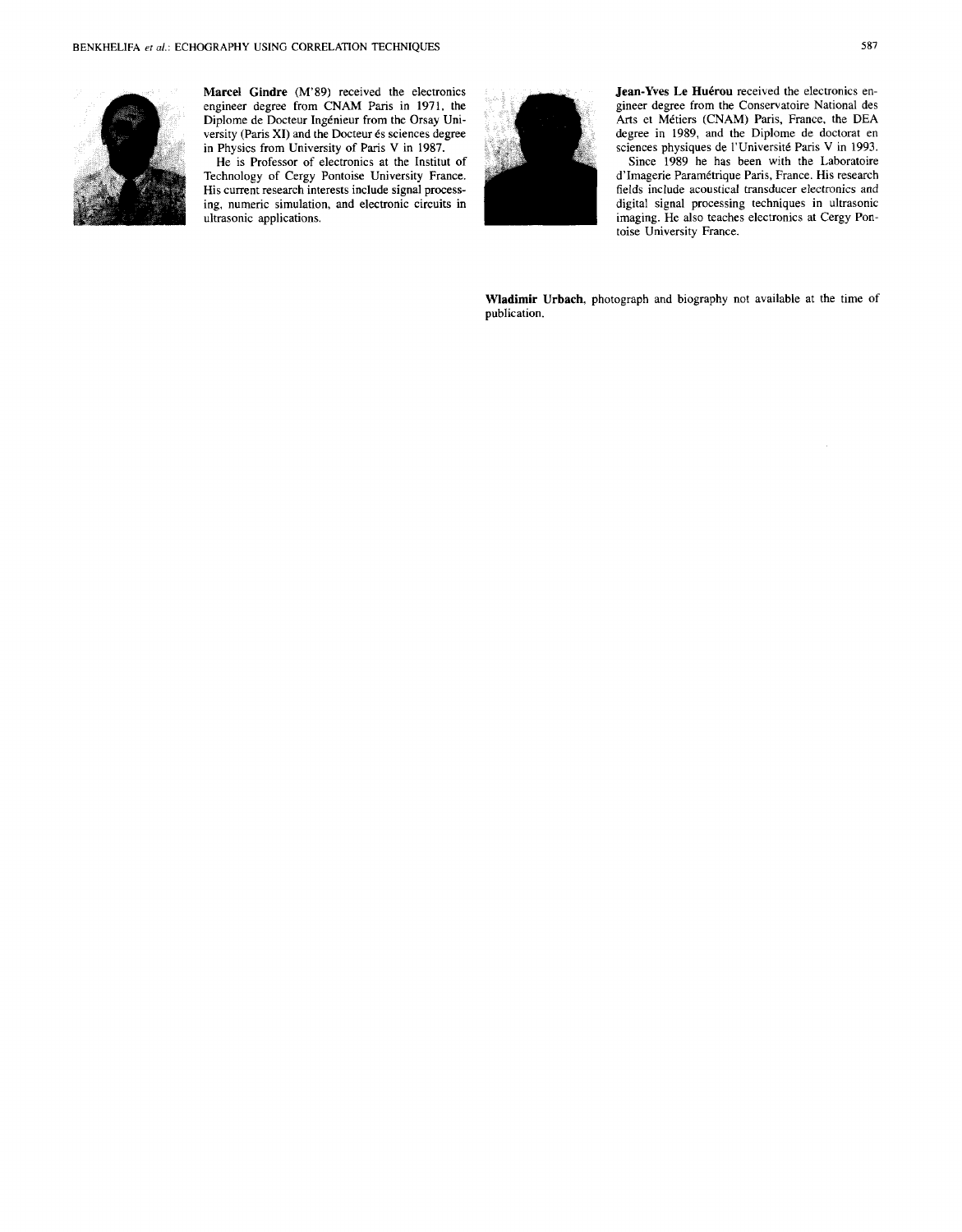**Marcel Gindre** (M'89) received the electronics engineer degree from CNAM Paris in 1971, the Diplome de Docteur Ingénieur from the Orsay University (Paris XI) and the Docteur ès sciences degree in Physics from University of Paris V in 1987.

He is Professor of electronics at the Institut of Technology of Cergy Pontoise University France. His current research interests include signal processing, numeric simulation, and electronic circuits in ultrasonic applications.

**Jean-Yves Le Huérou** received the electronics engineer degree from the Conservatoire National des Arts et Métiers (CNAM) Paris, France, the DEA degree in 1989, and the Diplome de doctorat en sciences physiques de l'Université Paris V in 1993.

Since 1989 he has been with the Laboratoire d'Imagerie Paramétrique Paris, France. His research fields include acoustical transducer electronics and digital signal processing techniques in ultrasonic imaging. He also teaches electronics at Cergy Pontoise University France.

**Wladimir Urbach**, photograph and biography not available at the time of publication.